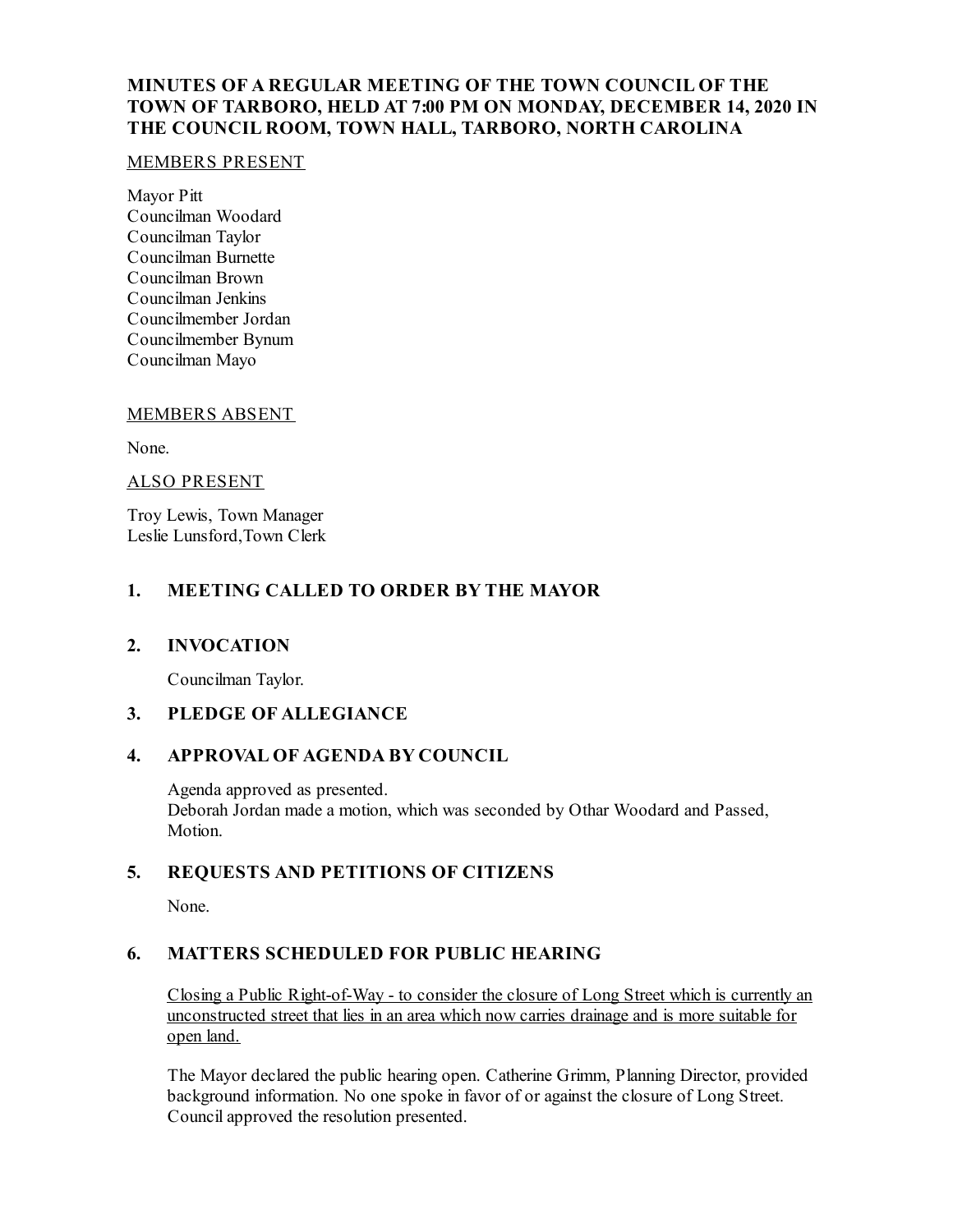# MINUTES OF A REGULAR MEETING OF THE TOWN COUNCIL OF THE TOWN OF TARBORO, HELD AT 7:00 PM ON MONDAY, DECEMBER 14, 2020 IN THE COUNCIL ROOM, TOWN HALL, TARBORO, NORTH CAROLINA

MEMBERS PRESENT

Mayor Pitt
Councilman Woodard
Councilman Taylor
Councilman Burnette
Councilman Brown
Councilman Jenkins
Councilmember Jordan
Councilmember Bynum
Councilman Mayo

MEMBERS ABSENT

None.

ALSO PRESENT

Troy Lewis, Town Manager
Leslie Lunsford,Town Clerk

## 1. MEETING CALLED TO ORDER BY THE MAYOR

## 2. INVOCATION

Councilman Taylor.

## 3. PLEDGE OF ALLEGIANCE

## 4. APPROVAL OF AGENDA BY COUNCIL

Agenda approved as presented.
Deborah Jordan made a motion, which was seconded by Othar Woodard and Passed, Motion.

## 5. REQUESTS AND PETITIONS OF CITIZENS

None.

## 6. MATTERS SCHEDULED FOR PUBLIC HEARING

Closing a Public Right-of-Way - to consider the closure of Long Street which is currently an unconstructed street that lies in an area which now carries drainage and is more suitable for open land.

The Mayor declared the public hearing open. Catherine Grimm, Planning Director, provided background information. No one spoke in favor of or against the closure of Long Street. Council approved the resolution presented.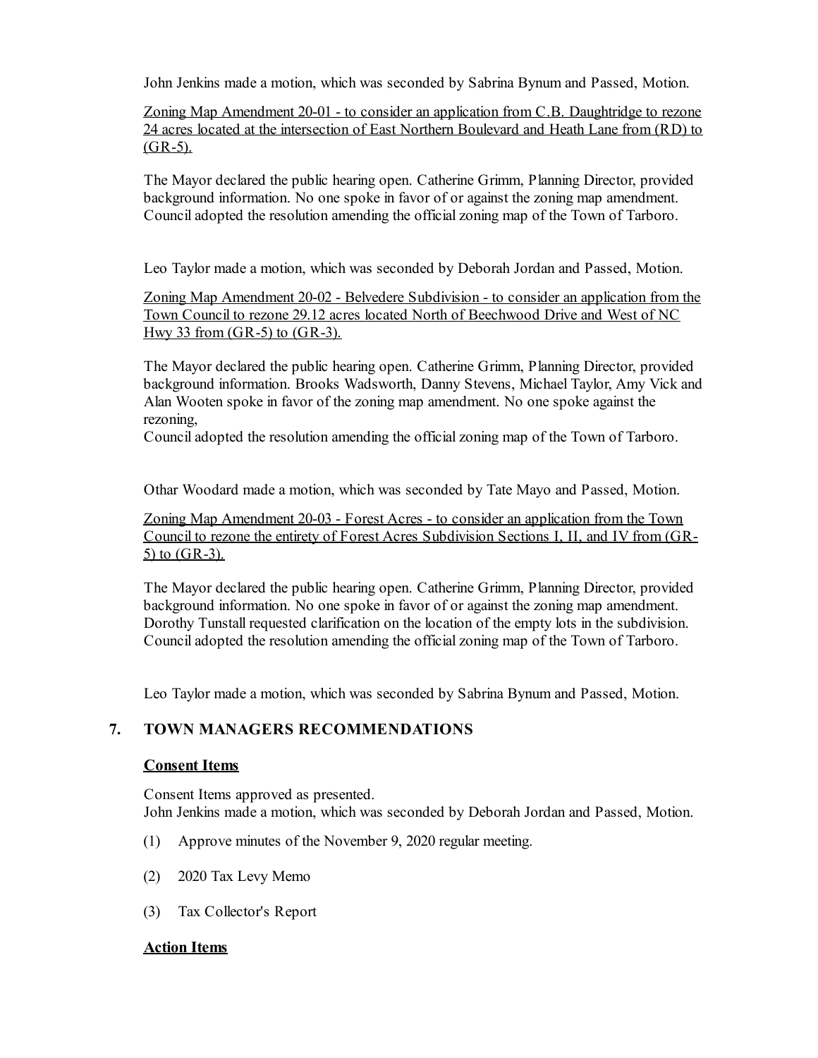John Jenkins made a motion, which was seconded by Sabrina Bynum and Passed, Motion.

Zoning Map Amendment 20-01 - to consider an application from C.B. Daughtridge to rezone 24 acres located at the intersection of East Northern Boulevard and Heath Lane from (RD) to (GR-5).

The Mayor declared the public hearing open. Catherine Grimm, Planning Director, provided background information. No one spoke in favor of or against the zoning map amendment. Council adopted the resolution amending the official zoning map of the Town of Tarboro.

Leo Taylor made a motion, which was seconded by Deborah Jordan and Passed, Motion.

Zoning Map Amendment 20-02 - Belvedere Subdivision - to consider an application from the Town Council to rezone 29.12 acres located North of Beechwood Drive and West of NC Hwy 33 from (GR-5) to (GR-3).

The Mayor declared the public hearing open. Catherine Grimm, Planning Director, provided background information. Brooks Wadsworth, Danny Stevens, Michael Taylor, Amy Vick and Alan Wooten spoke in favor of the zoning map amendment. No one spoke against the rezoning,
Council adopted the resolution amending the official zoning map of the Town of Tarboro.

Othar Woodard made a motion, which was seconded by Tate Mayo and Passed, Motion.

Zoning Map Amendment 20-03 - Forest Acres - to consider an application from the Town Council to rezone the entirety of Forest Acres Subdivision Sections I, II, and IV from (GR-5) to (GR-3).

The Mayor declared the public hearing open. Catherine Grimm, Planning Director, provided background information. No one spoke in favor of or against the zoning map amendment. Dorothy Tunstall requested clarification on the location of the empty lots in the subdivision. Council adopted the resolution amending the official zoning map of the Town of Tarboro.

Leo Taylor made a motion, which was seconded by Sabrina Bynum and Passed, Motion.

## 7. TOWN MANAGERS RECOMMENDATIONS

**Consent Items**

Consent Items approved as presented.
John Jenkins made a motion, which was seconded by Deborah Jordan and Passed, Motion.

(1) Approve minutes of the November 9, 2020 regular meeting.

(2) 2020 Tax Levy Memo

(3) Tax Collector's Report

**Action Items**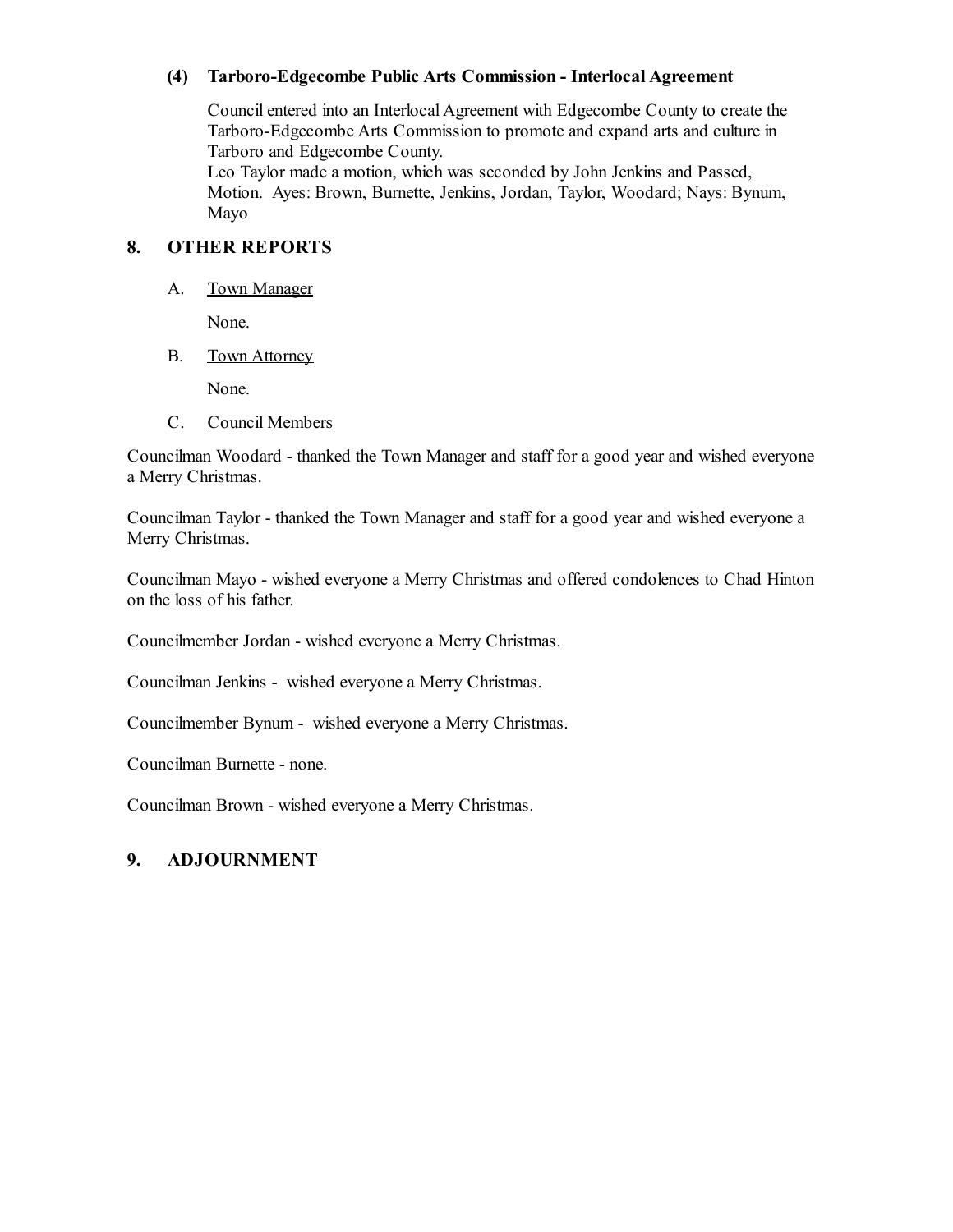### (4) Tarboro-Edgecombe Public Arts Commission - Interlocal Agreement

Council entered into an Interlocal Agreement with Edgecombe County to create the Tarboro-Edgecombe Arts Commission to promote and expand arts and culture in Tarboro and Edgecombe County.
Leo Taylor made a motion, which was seconded by John Jenkins and Passed, Motion. Ayes: Brown, Burnette, Jenkins, Jordan, Taylor, Woodard; Nays: Bynum, Mayo

## 8. OTHER REPORTS

A. Town Manager

None.

B. Town Attorney

None.

C. Council Members

Councilman Woodard - thanked the Town Manager and staff for a good year and wished everyone a Merry Christmas.

Councilman Taylor - thanked the Town Manager and staff for a good year and wished everyone a Merry Christmas.

Councilman Mayo - wished everyone a Merry Christmas and offered condolences to Chad Hinton on the loss of his father.

Councilmember Jordan - wished everyone a Merry Christmas.

Councilman Jenkins - wished everyone a Merry Christmas.

Councilmember Bynum - wished everyone a Merry Christmas.

Councilman Burnette - none.

Councilman Brown - wished everyone a Merry Christmas.

## 9. ADJOURNMENT